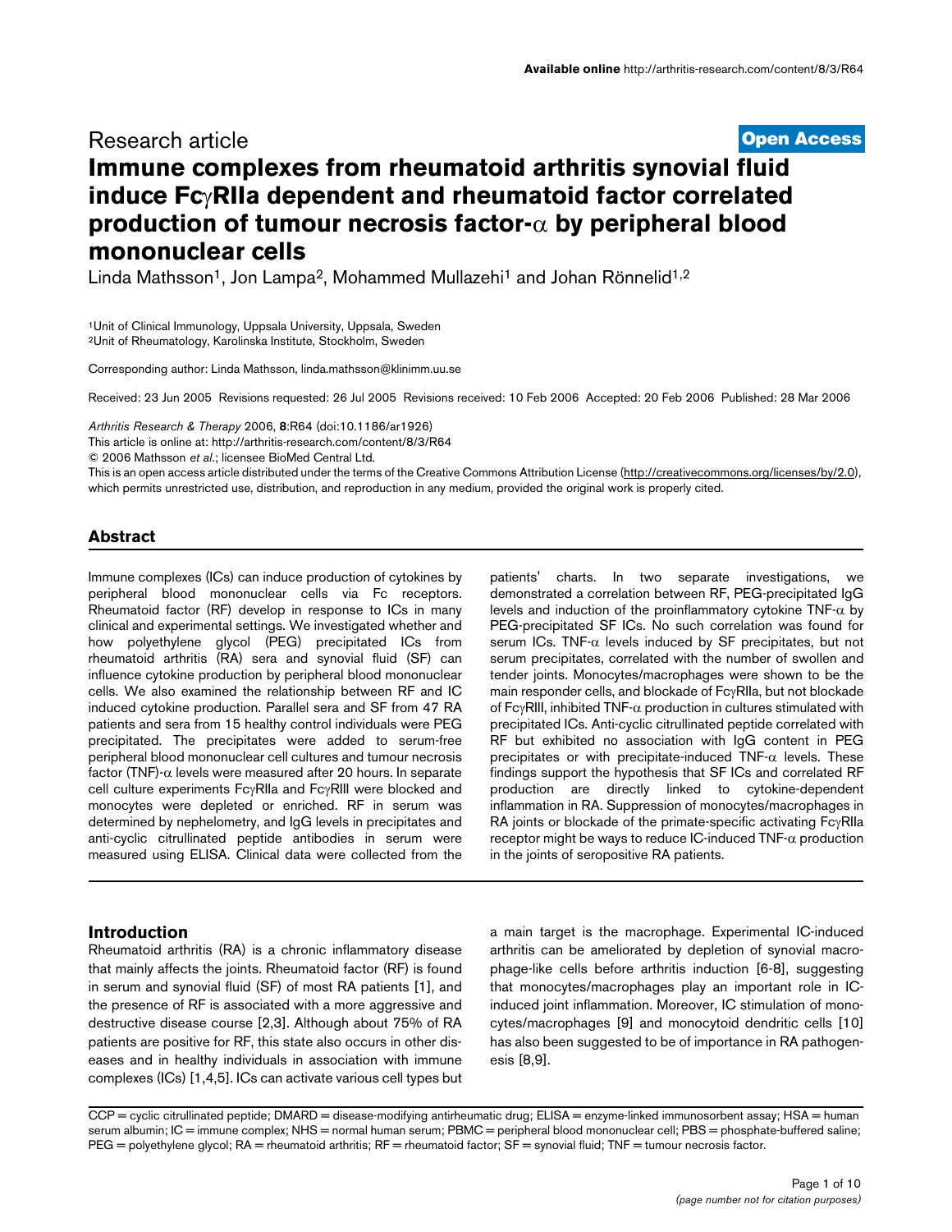Available online http://arthritis-research.com/content/8/3/R64

Research article **Open Access**

# Immune complexes from rheumatoid arthritis synovial fluid induce FcγRIIa dependent and rheumatoid factor correlated production of tumour necrosis factor-α by peripheral blood mononuclear cells

Linda Mathsson[1], Jon Lampa[2], Mohammed Mullazehi[1] and Johan Rönnelid[1,2]

[1]Unit of Clinical Immunology, Uppsala University, Uppsala, Sweden
[2]Unit of Rheumatology, Karolinska Institute, Stockholm, Sweden

Corresponding author: Linda Mathsson, linda.mathsson@klinimm.uu.se

Received: 23 Jun 2005 Revisions requested: 26 Jul 2005 Revisions received: 10 Feb 2006 Accepted: 20 Feb 2006 Published: 28 Mar 2006

*Arthritis Research & Therapy* 2006, **8**:R64 (doi:10.1186/ar1926)
This article is online at: http://arthritis-research.com/content/8/3/R64
© 2006 Mathsson *et al*.; licensee BioMed Central Ltd.
This is an open access article distributed under the terms of the Creative Commons Attribution License (http://creativecommons.org/licenses/by/2.0), which permits unrestricted use, distribution, and reproduction in any medium, provided the original work is properly cited.

## Abstract

Immune complexes (ICs) can induce production of cytokines by peripheral blood mononuclear cells via Fc receptors. Rheumatoid factor (RF) develop in response to ICs in many clinical and experimental settings. We investigated whether and how polyethylene glycol (PEG) precipitated ICs from rheumatoid arthritis (RA) sera and synovial fluid (SF) can influence cytokine production by peripheral blood mononuclear cells. We also examined the relationship between RF and IC induced cytokine production. Parallel sera and SF from 47 RA patients and sera from 15 healthy control individuals were PEG precipitated. The precipitates were added to serum-free peripheral blood mononuclear cell cultures and tumour necrosis factor (TNF)-α levels were measured after 20 hours. In separate cell culture experiments FcγRIIa and FcγRIII were blocked and monocytes were depleted or enriched. RF in serum was determined by nephelometry, and IgG levels in precipitates and anti-cyclic citrullinated peptide antibodies in serum were measured using ELISA. Clinical data were collected from the patients' charts. In two separate investigations, we demonstrated a correlation between RF, PEG-precipitated IgG levels and induction of the proinflammatory cytokine TNF-α by PEG-precipitated SF ICs. No such correlation was found for serum ICs. TNF-α levels induced by SF precipitates, but not serum precipitates, correlated with the number of swollen and tender joints. Monocytes/macrophages were shown to be the main responder cells, and blockade of FcγRIIa, but not blockade of FcγRIII, inhibited TNF-α production in cultures stimulated with precipitated ICs. Anti-cyclic citrullinated peptide correlated with RF but exhibited no association with IgG content in PEG precipitates or with precipitate-induced TNF-α levels. These findings support the hypothesis that SF ICs and correlated RF production are directly linked to cytokine-dependent inflammation in RA. Suppression of monocytes/macrophages in RA joints or blockade of the primate-specific activating FcγRIIa receptor might be ways to reduce IC-induced TNF-α production in the joints of seropositive RA patients.

## Introduction

Rheumatoid arthritis (RA) is a chronic inflammatory disease that mainly affects the joints. Rheumatoid factor (RF) is found in serum and synovial fluid (SF) of most RA patients [1], and the presence of RF is associated with a more aggressive and destructive disease course [2,3]. Although about 75% of RA patients are positive for RF, this state also occurs in other diseases and in healthy individuals in association with immune complexes (ICs) [1,4,5]. ICs can activate various cell types but a main target is the macrophage. Experimental IC-induced arthritis can be ameliorated by depletion of synovial macrophage-like cells before arthritis induction [6-8], suggesting that monocytes/macrophages play an important role in IC-induced joint inflammation. Moreover, IC stimulation of monocytes/macrophages [9] and monocytoid dendritic cells [10] has also been suggested to be of importance in RA pathogenesis [8,9].

CCP = cyclic citrullinated peptide; DMARD = disease-modifying antirheumatic drug; ELISA = enzyme-linked immunosorbent assay; HSA = human serum albumin; IC = immune complex; NHS = normal human serum; PBMC = peripheral blood mononuclear cell; PBS = phosphate-buffered saline; PEG = polyethylene glycol; RA = rheumatoid arthritis; RF = rheumatoid factor; SF = synovial fluid; TNF = tumour necrosis factor.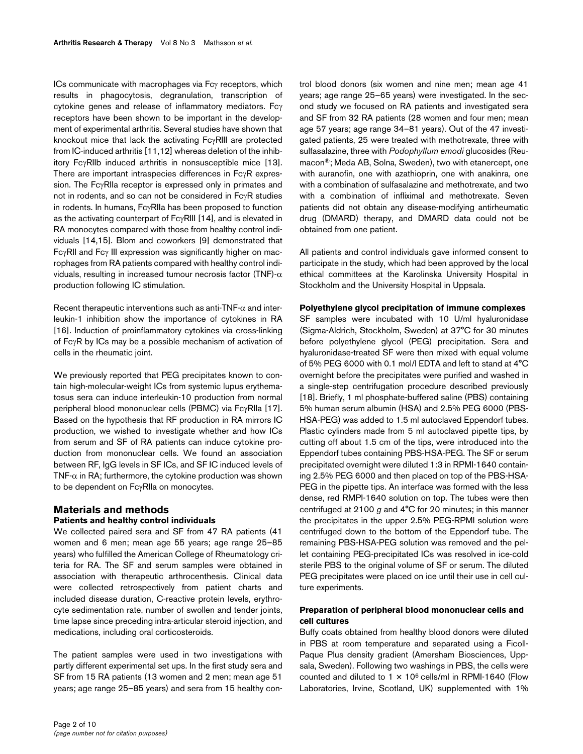ICs communicate with macrophages via Fcγ receptors, which results in phagocytosis, degranulation, transcription of cytokine genes and release of inflammatory mediators. Fcγ receptors have been shown to be important in the development of experimental arthritis. Several studies have shown that knockout mice that lack the activating FcγRIII are protected from IC-induced arthritis [11,12] whereas deletion of the inhibitory FcγRIIb induced arthritis in nonsusceptible mice [13]. There are important intraspecies differences in FcγR expression. The FcγRIIa receptor is expressed only in primates and not in rodents, and so can not be considered in FcγR studies in rodents. In humans, FcγRIIa has been proposed to function as the activating counterpart of FcγRIII [14], and is elevated in RA monocytes compared with those from healthy control individuals [14,15]. Blom and coworkers [9] demonstrated that FcγRII and Fcγ III expression was significantly higher on macrophages from RA patients compared with healthy control individuals, resulting in increased tumour necrosis factor (TNF)-α production following IC stimulation.

Recent therapeutic interventions such as anti-TNF-α and interleukin-1 inhibition show the importance of cytokines in RA [16]. Induction of proinflammatory cytokines via cross-linking of FcγR by ICs may be a possible mechanism of activation of cells in the rheumatic joint.

We previously reported that PEG precipitates known to contain high-molecular-weight ICs from systemic lupus erythematosus sera can induce interleukin-10 production from normal peripheral blood mononuclear cells (PBMC) via FcγRIIa [17]. Based on the hypothesis that RF production in RA mirrors IC production, we wished to investigate whether and how ICs from serum and SF of RA patients can induce cytokine production from mononuclear cells. We found an association between RF, IgG levels in SF ICs, and SF IC induced levels of TNF-α in RA; furthermore, the cytokine production was shown to be dependent on FcγRIIa on monocytes.

## Materials and methods

### Patients and healthy control individuals

We collected paired sera and SF from 47 RA patients (41 women and 6 men; mean age 55 years; age range 25–85 years) who fulfilled the American College of Rheumatology criteria for RA. The SF and serum samples were obtained in association with therapeutic arthrocenthesis. Clinical data were collected retrospectively from patient charts and included disease duration, C-reactive protein levels, erythrocyte sedimentation rate, number of swollen and tender joints, time lapse since preceding intra-articular steroid injection, and medications, including oral corticosteroids.

The patient samples were used in two investigations with partly different experimental set ups. In the first study sera and SF from 15 RA patients (13 women and 2 men; mean age 51 years; age range 25–85 years) and sera from 15 healthy control blood donors (six women and nine men; mean age 41 years; age range 25–65 years) were investigated. In the second study we focused on RA patients and investigated sera and SF from 32 RA patients (28 women and four men; mean age 57 years; age range 34–81 years). Out of the 47 investigated patients, 25 were treated with methotrexate, three with sulfasalazine, three with *Podophyllum emodi* glucosides (Reumacon®; Meda AB, Solna, Sweden), two with etanercept, one with auranofin, one with azathioprin, one with anakinra, one with a combination of sulfasalazine and methotrexate, and two with a combination of infliximal and methotrexate. Seven patients did not obtain any disease-modifying antirheumatic drug (DMARD) therapy, and DMARD data could not be obtained from one patient.

All patients and control individuals gave informed consent to participate in the study, which had been approved by the local ethical committees at the Karolinska University Hospital in Stockholm and the University Hospital in Uppsala.

### Polyethylene glycol precipitation of immune complexes

SF samples were incubated with 10 U/ml hyaluronidase (Sigma-Aldrich, Stockholm, Sweden) at 37°C for 30 minutes before polyethylene glycol (PEG) precipitation. Sera and hyaluronidase-treated SF were then mixed with equal volume of 5% PEG 6000 with 0.1 mol/l EDTA and left to stand at 4°C overnight before the precipitates were purified and washed in a single-step centrifugation procedure described previously [18]. Briefly, 1 ml phosphate-buffered saline (PBS) containing 5% human serum albumin (HSA) and 2.5% PEG 6000 (PBS-HSA-PEG) was added to 1.5 ml autoclaved Eppendorf tubes. Plastic cylinders made from 5 ml autoclaved pipette tips, by cutting off about 1.5 cm of the tips, were introduced into the Eppendorf tubes containing PBS-HSA-PEG. The SF or serum precipitated overnight were diluted 1:3 in RPMI-1640 containing 2.5% PEG 6000 and then placed on top of the PBS-HSA-PEG in the pipette tips. An interface was formed with the less dense, red RMPI-1640 solution on top. The tubes were then centrifuged at 2100 *g* and 4°C for 20 minutes; in this manner the precipitates in the upper 2.5% PEG-RPMI solution were centrifuged down to the bottom of the Eppendorf tube. The remaining PBS-HSA-PEG solution was removed and the pellet containing PEG-precipitated ICs was resolved in ice-cold sterile PBS to the original volume of SF or serum. The diluted PEG precipitates were placed on ice until their use in cell culture experiments.

### Preparation of peripheral blood mononuclear cells and cell cultures

Buffy coats obtained from healthy blood donors were diluted in PBS at room temperature and separated using a Ficoll-Paque Plus density gradient (Amersham Biosciences, Uppsala, Sweden). Following two washings in PBS, the cells were counted and diluted to $1 \times 10^6$ cells/ml in RPMI-1640 (Flow Laboratories, Irvine, Scotland, UK) supplemented with 1%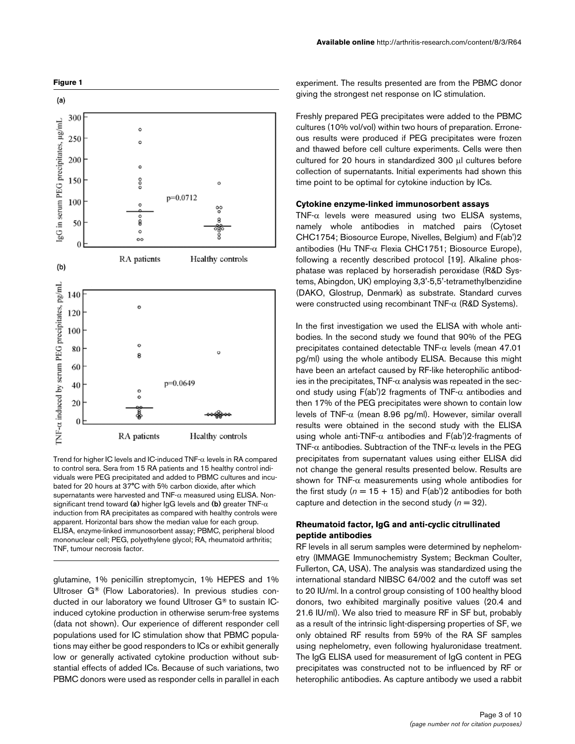**Figure 1**

Trend for higher IC levels and IC-induced TNF-α levels in RA compared to control sera. Sera from 15 RA patients and 15 healthy control individuals were PEG precipitated and added to PBMC cultures and incubated for 20 hours at 37°C with 5% carbon dioxide, after which supernatants were harvested and TNF-α measured using ELISA. Non-significant trend toward **(a)** higher IgG levels and **(b)** greater TNF-α induction from RA precipitates as compared with healthy controls were apparent. Horizontal bars show the median value for each group. ELISA, enzyme-linked immunosorbent assay; PBMC, peripheral blood mononuclear cell; PEG, polyethylene glycol; RA, rheumatoid arthritis; TNF, tumour necrosis factor.

glutamine, 1% penicillin streptomycin, 1% HEPES and 1% Ultroser G® (Flow Laboratories). In previous studies conducted in our laboratory we found Ultroser G® to sustain IC-induced cytokine production in otherwise serum-free systems (data not shown). Our experience of different responder cell populations used for IC stimulation show that PBMC populations may either be good responders to ICs or exhibit generally low or generally activated cytokine production without substantial effects of added ICs. Because of such variations, two PBMC donors were used as responder cells in parallel in each experiment. The results presented are from the PBMC donor giving the strongest net response on IC stimulation.

Freshly prepared PEG precipitates were added to the PBMC cultures (10% vol/vol) within two hours of preparation. Erroneous results were produced if PEG precipitates were frozen and thawed before cell culture experiments. Cells were then cultured for 20 hours in standardized 300 μl cultures before collection of supernatants. Initial experiments had shown this time point to be optimal for cytokine induction by ICs.

### Cytokine enzyme-linked immunosorbent assays

TNF-α levels were measured using two ELISA systems, namely whole antibodies in matched pairs (Cytoset CHC1754; Biosource Europe, Nivelles, Belgium) and F(ab')2 antibodies (Hu TNF-α Flexia CHC1751; Biosource Europe), following a recently described protocol [19]. Alkaline phosphatase was replaced by horseradish peroxidase (R&D Systems, Abingdon, UK) employing 3,3'-5,5'-tetramethylbenzidine (DAKO, Glostrup, Denmark) as substrate. Standard curves were constructed using recombinant TNF-α (R&D Systems).

In the first investigation we used the ELISA with whole antibodies. In the second study we found that 90% of the PEG precipitates contained detectable TNF-α levels (mean 47.01 pg/ml) using the whole antibody ELISA. Because this might have been an artefact caused by RF-like heterophilic antibodies in the precipitates, TNF-α analysis was repeated in the second study using F(ab')2 fragments of TNF-α antibodies and then 17% of the PEG precipitates were shown to contain low levels of TNF-α (mean 8.96 pg/ml). However, similar overall results were obtained in the second study with the ELISA using whole anti-TNF-α antibodies and F(ab')2-fragments of TNF-α antibodies. Subtraction of the TNF-α levels in the PEG precipitates from supernatant values using either ELISA did not change the general results presented below. Results are shown for TNF-α measurements using whole antibodies for the first study ($n = 15 + 15$) and F(ab')2 antibodies for both capture and detection in the second study ($n = 32$).

### Rheumatoid factor, IgG and anti-cyclic citrullinated peptide antibodies

RF levels in all serum samples were determined by nephelometry (IMMAGE Immunochemistry System; Beckman Coulter, Fullerton, CA, USA). The analysis was standardized using the international standard NIBSC 64/002 and the cutoff was set to 20 IU/ml. In a control group consisting of 100 healthy blood donors, two exhibited marginally positive values (20.4 and 21.6 IU/ml). We also tried to measure RF in SF but, probably as a result of the intrinsic light-dispersing properties of SF, we only obtained RF results from 59% of the RA SF samples using nephelometry, even following hyaluronidase treatment. The IgG ELISA used for measurement of IgG content in PEG precipitates was constructed not to be influenced by RF or heterophilic antibodies. As capture antibody we used a rabbit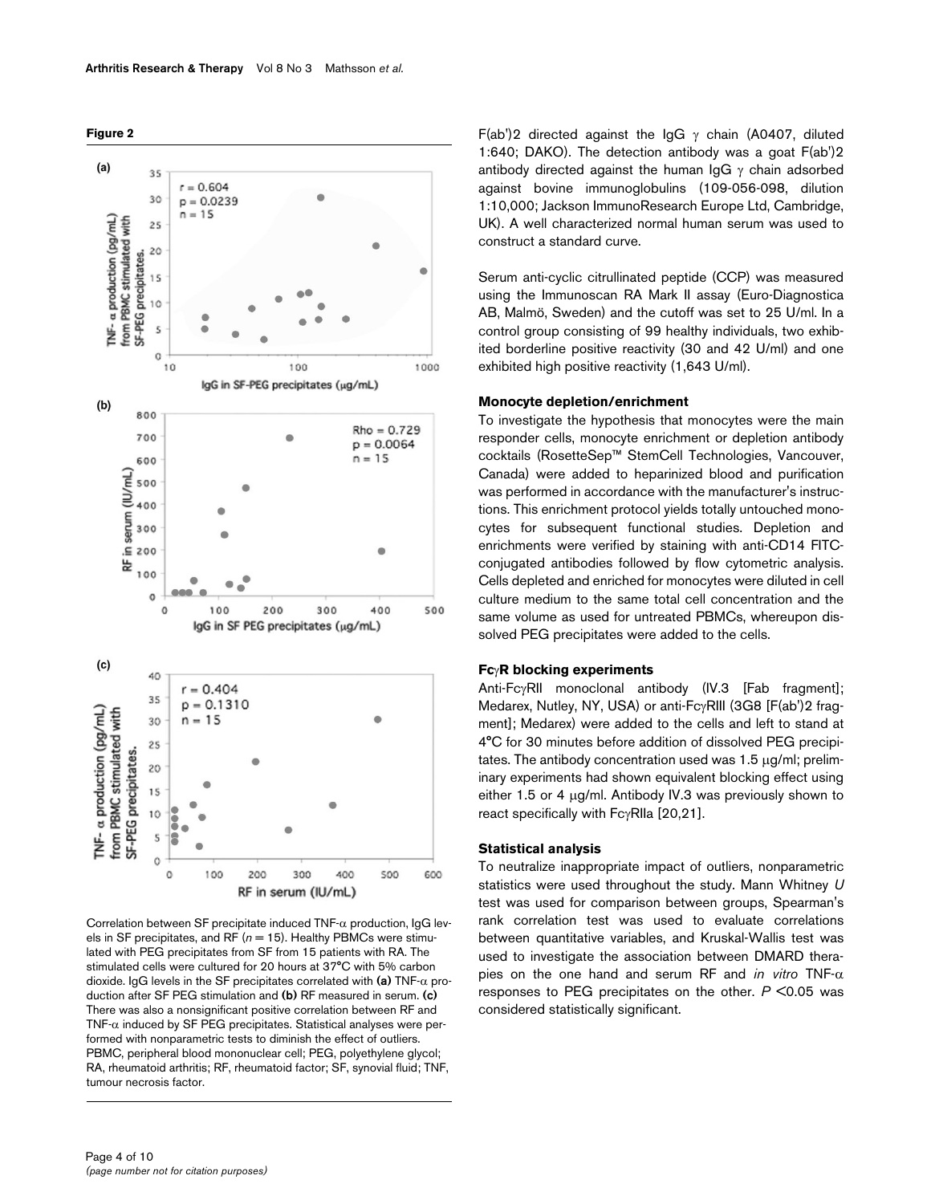**Figure 2**

Correlation between SF precipitate induced TNF-α production, IgG levels in SF precipitates, and RF ($n = 15$). Healthy PBMCs were stimulated with PEG precipitates from SF from 15 patients with RA. The stimulated cells were cultured for 20 hours at 37°C with 5% carbon dioxide. IgG levels in the SF precipitates correlated with **(a)** TNF-α production after SF PEG stimulation and **(b)** RF measured in serum. **(c)** There was also a nonsignificant positive correlation between RF and TNF-α induced by SF PEG precipitates. Statistical analyses were performed with nonparametric tests to diminish the effect of outliers. PBMC, peripheral blood mononuclear cell; PEG, polyethylene glycol; RA, rheumatoid arthritis; RF, rheumatoid factor; SF, synovial fluid; TNF, tumour necrosis factor.

F(ab')2 directed against the IgG γ chain (A0407, diluted 1:640; DAKO). The detection antibody was a goat F(ab')2 antibody directed against the human IgG γ chain adsorbed against bovine immunoglobulins (109-056-098, dilution 1:10,000; Jackson ImmunoResearch Europe Ltd, Cambridge, UK). A well characterized normal human serum was used to construct a standard curve.

Serum anti-cyclic citrullinated peptide (CCP) was measured using the Immunoscan RA Mark II assay (Euro-Diagnostica AB, Malmö, Sweden) and the cutoff was set to 25 U/ml. In a control group consisting of 99 healthy individuals, two exhibited borderline positive reactivity (30 and 42 U/ml) and one exhibited high positive reactivity (1,643 U/ml).

### Monocyte depletion/enrichment

To investigate the hypothesis that monocytes were the main responder cells, monocyte enrichment or depletion antibody cocktails (RosetteSep™ StemCell Technologies, Vancouver, Canada) were added to heparinized blood and purification was performed in accordance with the manufacturer's instructions. This enrichment protocol yields totally untouched monocytes for subsequent functional studies. Depletion and enrichments were verified by staining with anti-CD14 FITC-conjugated antibodies followed by flow cytometric analysis. Cells depleted and enriched for monocytes were diluted in cell culture medium to the same total cell concentration and the same volume as used for untreated PBMCs, whereupon dissolved PEG precipitates were added to the cells.

### FcγR blocking experiments

Anti-FcγRII monoclonal antibody (IV.3 [Fab fragment]; Medarex, Nutley, NY, USA) or anti-FcγRIII (3G8 [F(ab')2 fragment]; Medarex) were added to the cells and left to stand at 4°C for 30 minutes before addition of dissolved PEG precipitates. The antibody concentration used was 1.5 μg/ml; preliminary experiments had shown equivalent blocking effect using either 1.5 or 4 μg/ml. Antibody IV.3 was previously shown to react specifically with FcγRIIa [20,21].

### Statistical analysis

To neutralize inappropriate impact of outliers, nonparametric statistics were used throughout the study. Mann Whitney *U* test was used for comparison between groups, Spearman's rank correlation test was used to evaluate correlations between quantitative variables, and Kruskal-Wallis test was used to investigate the association between DMARD therapies on the one hand and serum RF and *in vitro* TNF-α responses to PEG precipitates on the other. $P < 0.05$ was considered statistically significant.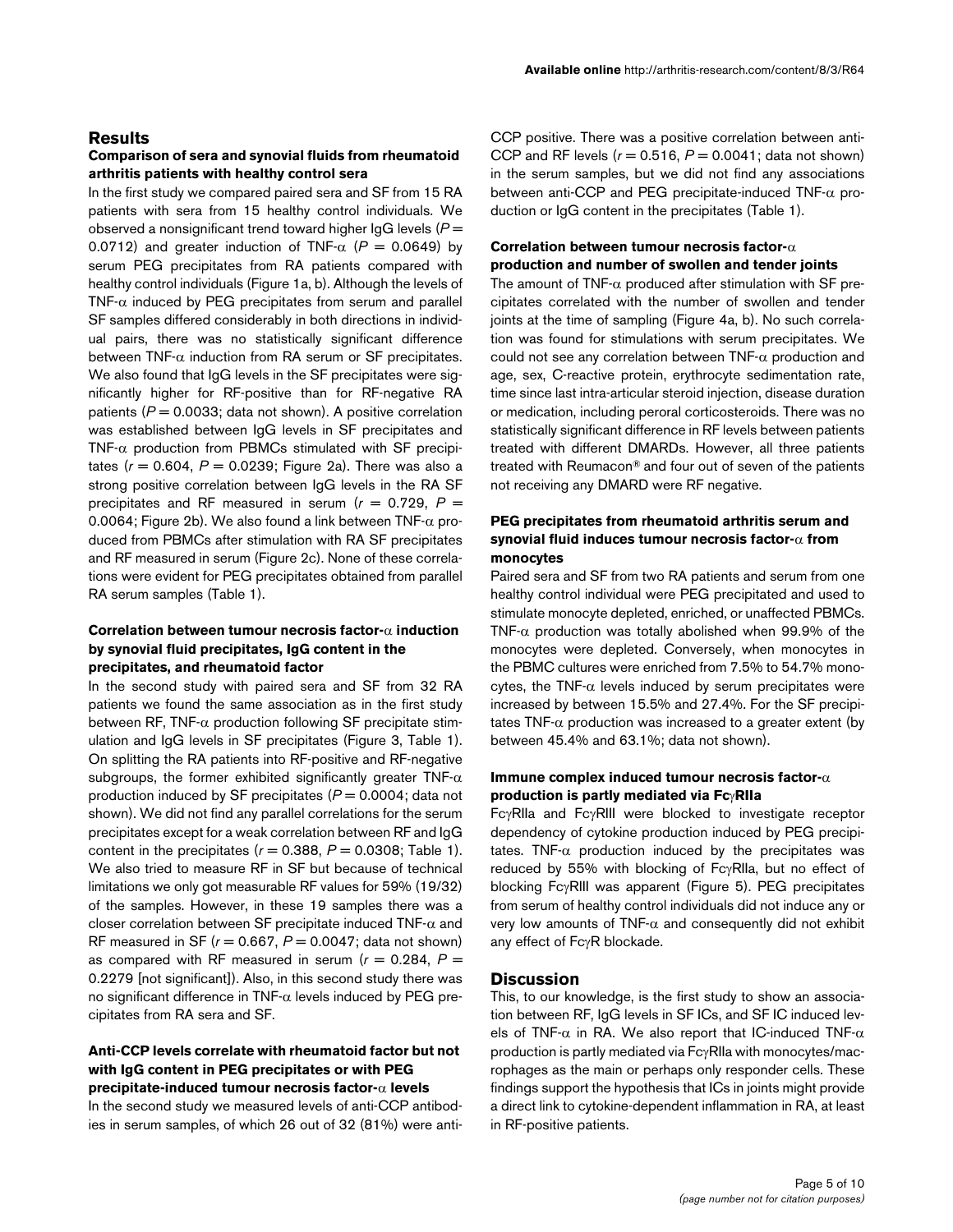## Results

### Comparison of sera and synovial fluids from rheumatoid arthritis patients with healthy control sera

In the first study we compared paired sera and SF from 15 RA patients with sera from 15 healthy control individuals. We observed a nonsignificant trend toward higher IgG levels ($P = 0.0712$) and greater induction of TNF-α ($P = 0.0649$) by serum PEG precipitates from RA patients compared with healthy control individuals (Figure 1a, b). Although the levels of TNF-α induced by PEG precipitates from serum and parallel SF samples differed considerably in both directions in individual pairs, there was no statistically significant difference between TNF-α induction from RA serum or SF precipitates. We also found that IgG levels in the SF precipitates were significantly higher for RF-positive than for RF-negative RA patients ($P = 0.0033$; data not shown). A positive correlation was established between IgG levels in SF precipitates and TNF-α production from PBMCs stimulated with SF precipitates ($r = 0.604$, $P = 0.0239$; Figure 2a). There was also a strong positive correlation between IgG levels in the RA SF precipitates and RF measured in serum ($r = 0.729$, $P = 0.0064$; Figure 2b). We also found a link between TNF-α produced from PBMCs after stimulation with RA SF precipitates and RF measured in serum (Figure 2c). None of these correlations were evident for PEG precipitates obtained from parallel RA serum samples (Table 1).

### Correlation between tumour necrosis factor-α induction by synovial fluid precipitates, IgG content in the precipitates, and rheumatoid factor

In the second study with paired sera and SF from 32 RA patients we found the same association as in the first study between RF, TNF-α production following SF precipitate stimulation and IgG levels in SF precipitates (Figure 3, Table 1). On splitting the RA patients into RF-positive and RF-negative subgroups, the former exhibited significantly greater TNF-α production induced by SF precipitates ($P = 0.0004$; data not shown). We did not find any parallel correlations for the serum precipitates except for a weak correlation between RF and IgG content in the precipitates ($r = 0.388$, $P = 0.0308$; Table 1). We also tried to measure RF in SF but because of technical limitations we only got measurable RF values for 59% (19/32) of the samples. However, in these 19 samples there was a closer correlation between SF precipitate induced TNF-α and RF measured in SF ($r = 0.667$, $P = 0.0047$; data not shown) as compared with RF measured in serum ($r = 0.284$, $P = 0.2279$ [not significant]). Also, in this second study there was no significant difference in TNF-α levels induced by PEG precipitates from RA sera and SF.

### Anti-CCP levels correlate with rheumatoid factor but not with IgG content in PEG precipitates or with PEG precipitate-induced tumour necrosis factor-α levels

In the second study we measured levels of anti-CCP antibodies in serum samples, of which 26 out of 32 (81%) were anti-CCP positive. There was a positive correlation between anti-CCP and RF levels ($r = 0.516$, $P = 0.0041$; data not shown) in the serum samples, but we did not find any associations between anti-CCP and PEG precipitate-induced TNF-α production or IgG content in the precipitates (Table 1).

### Correlation between tumour necrosis factor-α production and number of swollen and tender joints

The amount of TNF-α produced after stimulation with SF precipitates correlated with the number of swollen and tender joints at the time of sampling (Figure 4a, b). No such correlation was found for stimulations with serum precipitates. We could not see any correlation between TNF-α production and age, sex, C-reactive protein, erythrocyte sedimentation rate, time since last intra-articular steroid injection, disease duration or medication, including peroral corticosteroids. There was no statistically significant difference in RF levels between patients treated with different DMARDs. However, all three patients treated with Reumacon® and four out of seven of the patients not receiving any DMARD were RF negative.

### PEG precipitates from rheumatoid arthritis serum and synovial fluid induces tumour necrosis factor-α from monocytes

Paired sera and SF from two RA patients and serum from one healthy control individual were PEG precipitated and used to stimulate monocyte depleted, enriched, or unaffected PBMCs. TNF-α production was totally abolished when 99.9% of the monocytes were depleted. Conversely, when monocytes in the PBMC cultures were enriched from 7.5% to 54.7% monocytes, the TNF-α levels induced by serum precipitates were increased by between 15.5% and 27.4%. For the SF precipitates TNF-α production was increased to a greater extent (by between 45.4% and 63.1%; data not shown).

### Immune complex induced tumour necrosis factor-α production is partly mediated via FcγRIIa

FcγRIIa and FcγRIII were blocked to investigate receptor dependency of cytokine production induced by PEG precipitates. TNF-α production induced by the precipitates was reduced by 55% with blocking of FcγRIIa, but no effect of blocking FcγRIII was apparent (Figure 5). PEG precipitates from serum of healthy control individuals did not induce any or very low amounts of TNF-α and consequently did not exhibit any effect of FcγR blockade.

## Discussion

This, to our knowledge, is the first study to show an association between RF, IgG levels in SF ICs, and SF IC induced levels of TNF-α in RA. We also report that IC-induced TNF-α production is partly mediated via FcγRIIa with monocytes/macrophages as the main or perhaps only responder cells. These findings support the hypothesis that ICs in joints might provide a direct link to cytokine-dependent inflammation in RA, at least in RF-positive patients.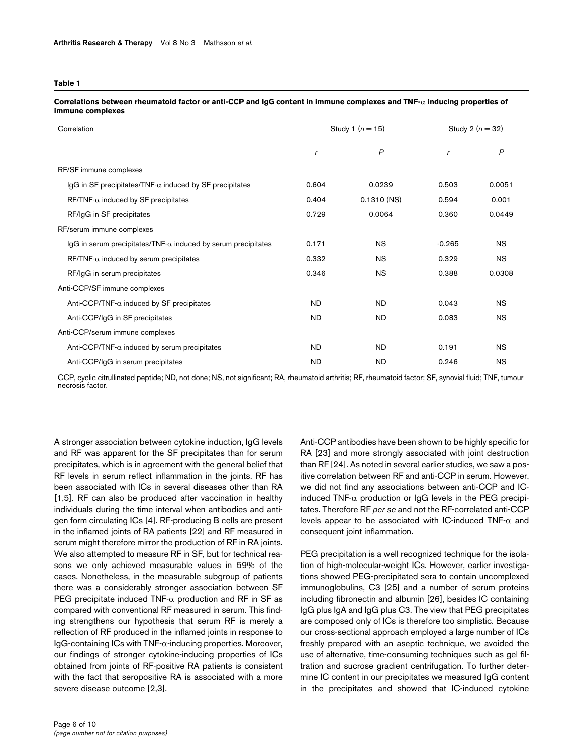**Table 1**

**Correlations between rheumatoid factor or anti-CCP and IgG content in immune complexes and TNF-α inducing properties of immune complexes**

| Correlation | Study 1 ($n = 15$) | | Study 2 ($n = 32$) | |
|---|---|---|---|---|
| | *r* | *P* | *r* | *P* |
| RF/SF immune complexes | | | | |
| IgG in SF precipitates/TNF-α induced by SF precipitates | 0.604 | 0.0239 | 0.503 | 0.0051 |
| RF/TNF-α induced by SF precipitates | 0.404 | 0.1310 (NS) | 0.594 | 0.001 |
| RF/IgG in SF precipitates | 0.729 | 0.0064 | 0.360 | 0.0449 |
| RF/serum immune complexes | | | | |
| IgG in serum precipitates/TNF-α induced by serum precipitates | 0.171 | NS | -0.265 | NS |
| RF/TNF-α induced by serum precipitates | 0.332 | NS | 0.329 | NS |
| RF/IgG in serum precipitates | 0.346 | NS | 0.388 | 0.0308 |
| Anti-CCP/SF immune complexes | | | | |
| Anti-CCP/TNF-α induced by SF precipitates | ND | ND | 0.043 | NS |
| Anti-CCP/IgG in SF precipitates | ND | ND | 0.083 | NS |
| Anti-CCP/serum immune complexes | | | | |
| Anti-CCP/TNF-α induced by serum precipitates | ND | ND | 0.191 | NS |
| Anti-CCP/IgG in serum precipitates | ND | ND | 0.246 | NS |

CCP, cyclic citrullinated peptide; ND, not done; NS, not significant; RA, rheumatoid arthritis; RF, rheumatoid factor; SF, synovial fluid; TNF, tumour necrosis factor.

A stronger association between cytokine induction, IgG levels and RF was apparent for the SF precipitates than for serum precipitates, which is in agreement with the general belief that RF levels in serum reflect inflammation in the joints. RF has been associated with ICs in several diseases other than RA [1,5]. RF can also be produced after vaccination in healthy individuals during the time interval when antibodies and antigen form circulating ICs [4]. RF-producing B cells are present in the inflamed joints of RA patients [22] and RF measured in serum might therefore mirror the production of RF in RA joints. We also attempted to measure RF in SF, but for technical reasons we only achieved measurable values in 59% of the cases. Nonetheless, in the measurable subgroup of patients there was a considerably stronger association between SF PEG precipitate induced TNF-α production and RF in SF as compared with conventional RF measured in serum. This finding strengthens our hypothesis that serum RF is merely a reflection of RF produced in the inflamed joints in response to IgG-containing ICs with TNF-α-inducing properties. Moreover, our findings of stronger cytokine-inducing properties of ICs obtained from joints of RF-positive RA patients is consistent with the fact that seropositive RA is associated with a more severe disease outcome [2,3].

Anti-CCP antibodies have been shown to be highly specific for RA [23] and more strongly associated with joint destruction than RF [24]. As noted in several earlier studies, we saw a positive correlation between RF and anti-CCP in serum. However, we did not find any associations between anti-CCP and IC-induced TNF-α production or IgG levels in the PEG precipitates. Therefore RF *per se* and not the RF-correlated anti-CCP levels appear to be associated with IC-induced TNF-α and consequent joint inflammation.

PEG precipitation is a well recognized technique for the isolation of high-molecular-weight ICs. However, earlier investigations showed PEG-precipitated sera to contain uncomplexed immunoglobulins, C3 [25] and a number of serum proteins including fibronectin and albumin [26], besides IC containing IgG plus IgA and IgG plus C3. The view that PEG precipitates are composed only of ICs is therefore too simplistic. Because our cross-sectional approach employed a large number of ICs freshly prepared with an aseptic technique, we avoided the use of alternative, time-consuming techniques such as gel filtration and sucrose gradient centrifugation. To further determine IC content in our precipitates we measured IgG content in the precipitates and showed that IC-induced cytokine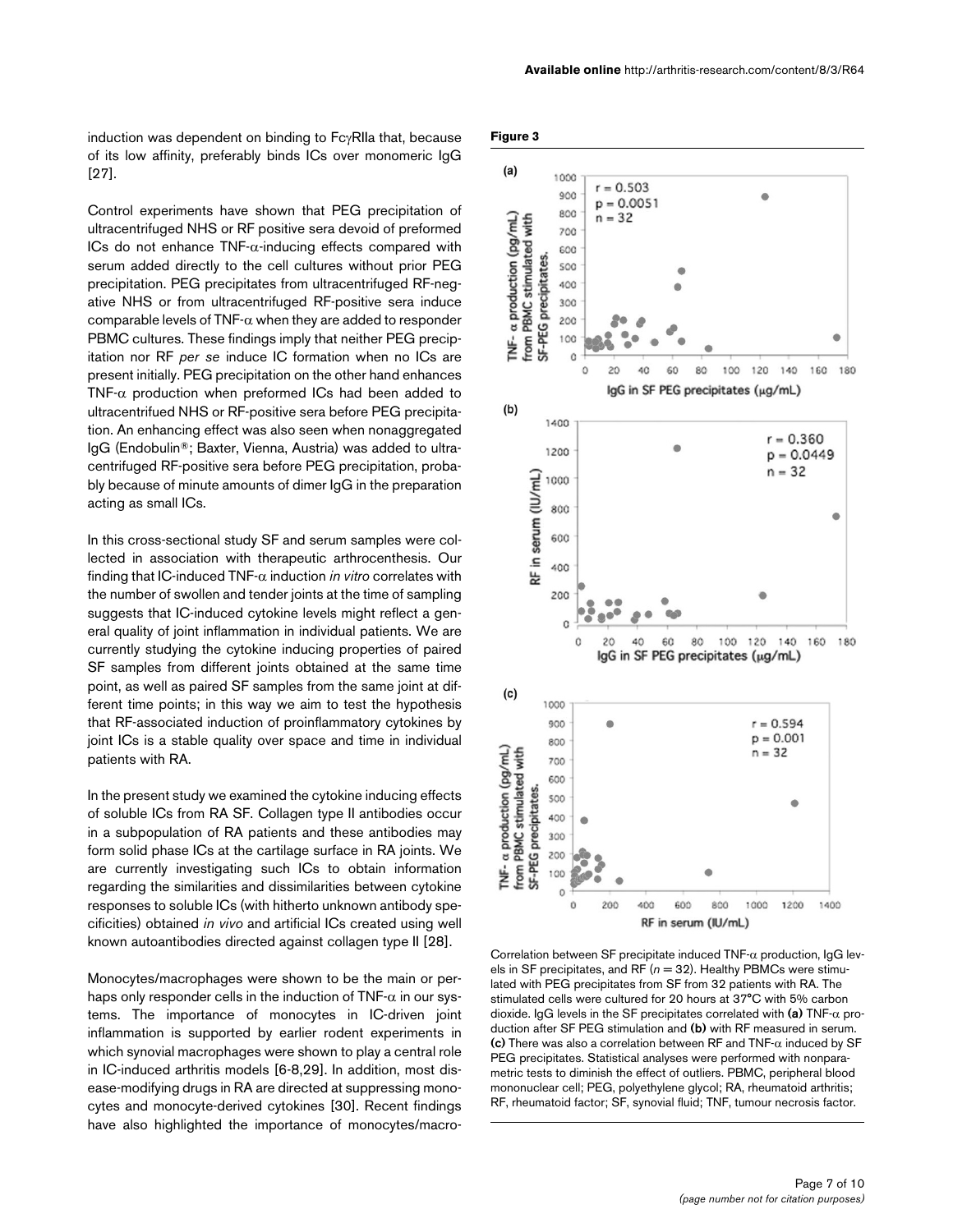induction was dependent on binding to FcγRIIa that, because of its low affinity, preferably binds ICs over monomeric IgG [27].

Control experiments have shown that PEG precipitation of ultracentrifuged NHS or RF positive sera devoid of preformed ICs do not enhance TNF-α-inducing effects compared with serum added directly to the cell cultures without prior PEG precipitation. PEG precipitates from ultracentrifuged RF-negative NHS or from ultracentrifuged RF-positive sera induce comparable levels of TNF-α when they are added to responder PBMC cultures. These findings imply that neither PEG precipitation nor RF *per se* induce IC formation when no ICs are present initially. PEG precipitation on the other hand enhances TNF-α production when preformed ICs had been added to ultracentrifued NHS or RF-positive sera before PEG precipitation. An enhancing effect was also seen when nonaggregated IgG (Endobulin®; Baxter, Vienna, Austria) was added to ultracentrifuged RF-positive sera before PEG precipitation, probably because of minute amounts of dimer IgG in the preparation acting as small ICs.

In this cross-sectional study SF and serum samples were collected in association with therapeutic arthrocenthesis. Our finding that IC-induced TNF-α induction *in vitro* correlates with the number of swollen and tender joints at the time of sampling suggests that IC-induced cytokine levels might reflect a general quality of joint inflammation in individual patients. We are currently studying the cytokine inducing properties of paired SF samples from different joints obtained at the same time point, as well as paired SF samples from the same joint at different time points; in this way we aim to test the hypothesis that RF-associated induction of proinflammatory cytokines by joint ICs is a stable quality over space and time in individual patients with RA.

In the present study we examined the cytokine inducing effects of soluble ICs from RA SF. Collagen type II antibodies occur in a subpopulation of RA patients and these antibodies may form solid phase ICs at the cartilage surface in RA joints. We are currently investigating such ICs to obtain information regarding the similarities and dissimilarities between cytokine responses to soluble ICs (with hitherto unknown antibody specificities) obtained *in vivo* and artificial ICs created using well known autoantibodies directed against collagen type II [28].

Monocytes/macrophages were shown to be the main or perhaps only responder cells in the induction of TNF-α in our systems. The importance of monocytes in IC-driven joint inflammation is supported by earlier rodent experiments in which synovial macrophages were shown to play a central role in IC-induced arthritis models [6-8,29]. In addition, most disease-modifying drugs in RA are directed at suppressing monocytes and monocyte-derived cytokines [30]. Recent findings have also highlighted the importance of monocytes/macro-

**Figure 3**

(a)

r = 0.503
p = 0.0051
n = 32

TNF- α production (pg/mL) from PBMC stimulated with SF-PEG precipitates.

IgG in SF PEG precipitates (μg/mL)

(b)

r = 0.360
p = 0.0449
n = 32

RF in serum (IU/mL)

IgG in SF PEG precipitates (μg/mL)

(c)

r = 0.594
p = 0.001
n = 32

TNF- α production (pg/mL) from PBMC stimulated with SF-PEG precipitates.

RF in serum (IU/mL)

Correlation between SF precipitate induced TNF-α production, IgG levels in SF precipitates, and RF ($n = 32$). Healthy PBMCs were stimulated with PEG precipitates from SF from 32 patients with RA. The stimulated cells were cultured for 20 hours at 37°C with 5% carbon dioxide. IgG levels in the SF precipitates correlated with **(a)** TNF-α production after SF PEG stimulation and **(b)** with RF measured in serum. **(c)** There was also a correlation between RF and TNF-α induced by SF PEG precipitates. Statistical analyses were performed with nonparametric tests to diminish the effect of outliers. PBMC, peripheral blood mononuclear cell; PEG, polyethylene glycol; RA, rheumatoid arthritis; RF, rheumatoid factor; SF, synovial fluid; TNF, tumour necrosis factor.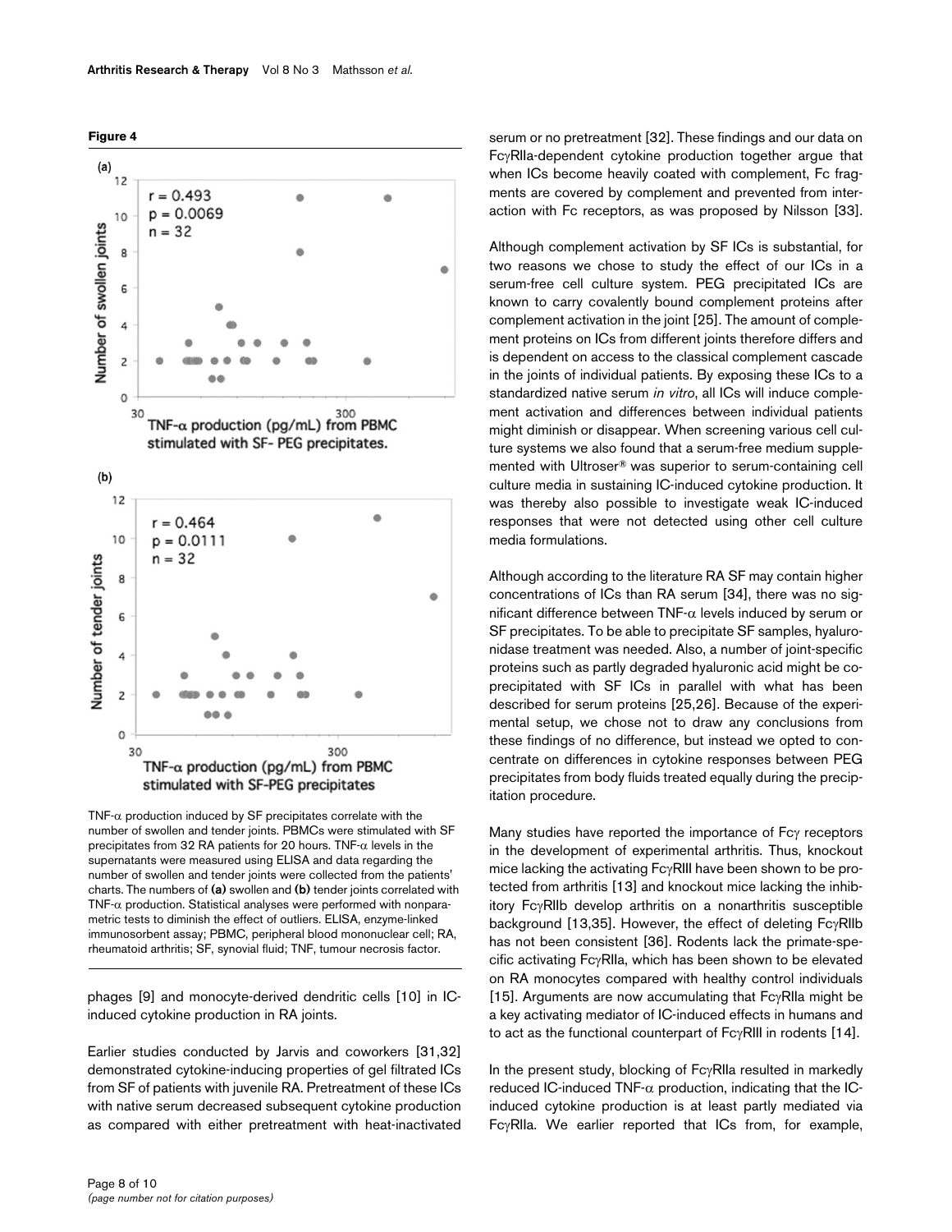**Figure 4**

TNF-α production induced by SF precipitates correlate with the number of swollen and tender joints. PBMCs were stimulated with SF precipitates from 32 RA patients for 20 hours. TNF-α levels in the supernatants were measured using ELISA and data regarding the number of swollen and tender joints were collected from the patients' charts. The numbers of **(a)** swollen and **(b)** tender joints correlated with TNF-α production. Statistical analyses were performed with nonparametric tests to diminish the effect of outliers. ELISA, enzyme-linked immunosorbent assay; PBMC, peripheral blood mononuclear cell; RA, rheumatoid arthritis; SF, synovial fluid; TNF, tumour necrosis factor.

phages [9] and monocyte-derived dendritic cells [10] in IC-induced cytokine production in RA joints.

Earlier studies conducted by Jarvis and coworkers [31,32] demonstrated cytokine-inducing properties of gel filtrated ICs from SF of patients with juvenile RA. Pretreatment of these ICs with native serum decreased subsequent cytokine production as compared with either pretreatment with heat-inactivated serum or no pretreatment [32]. These findings and our data on FcγRIIa-dependent cytokine production together argue that when ICs become heavily coated with complement, Fc fragments are covered by complement and prevented from interaction with Fc receptors, as was proposed by Nilsson [33].

Although complement activation by SF ICs is substantial, for two reasons we chose to study the effect of our ICs in a serum-free cell culture system. PEG precipitated ICs are known to carry covalently bound complement proteins after complement activation in the joint [25]. The amount of complement proteins on ICs from different joints therefore differs and is dependent on access to the classical complement cascade in the joints of individual patients. By exposing these ICs to a standardized native serum *in vitro*, all ICs will induce complement activation and differences between individual patients might diminish or disappear. When screening various cell culture systems we also found that a serum-free medium supplemented with Ultroser® was superior to serum-containing cell culture media in sustaining IC-induced cytokine production. It was thereby also possible to investigate weak IC-induced responses that were not detected using other cell culture media formulations.

Although according to the literature RA SF may contain higher concentrations of ICs than RA serum [34], there was no significant difference between TNF-α levels induced by serum or SF precipitates. To be able to precipitate SF samples, hyaluronidase treatment was needed. Also, a number of joint-specific proteins such as partly degraded hyaluronic acid might be co-precipitated with SF ICs in parallel with what has been described for serum proteins [25,26]. Because of the experimental setup, we chose not to draw any conclusions from these findings of no difference, but instead we opted to concentrate on differences in cytokine responses between PEG precipitates from body fluids treated equally during the precipitation procedure.

Many studies have reported the importance of Fcγ receptors in the development of experimental arthritis. Thus, knockout mice lacking the activating FcγRIII have been shown to be protected from arthritis [13] and knockout mice lacking the inhibitory FcγRIIb develop arthritis on a nonarthritis susceptible background [13,35]. However, the effect of deleting FcγRIIb has not been consistent [36]. Rodents lack the primate-specific activating FcγRIIa, which has been shown to be elevated on RA monocytes compared with healthy control individuals [15]. Arguments are now accumulating that FcγRIIa might be a key activating mediator of IC-induced effects in humans and to act as the functional counterpart of FcγRIII in rodents [14].

In the present study, blocking of FcγRIIa resulted in markedly reduced IC-induced TNF-α production, indicating that the IC-induced cytokine production is at least partly mediated via FcγRIIa. We earlier reported that ICs from, for example,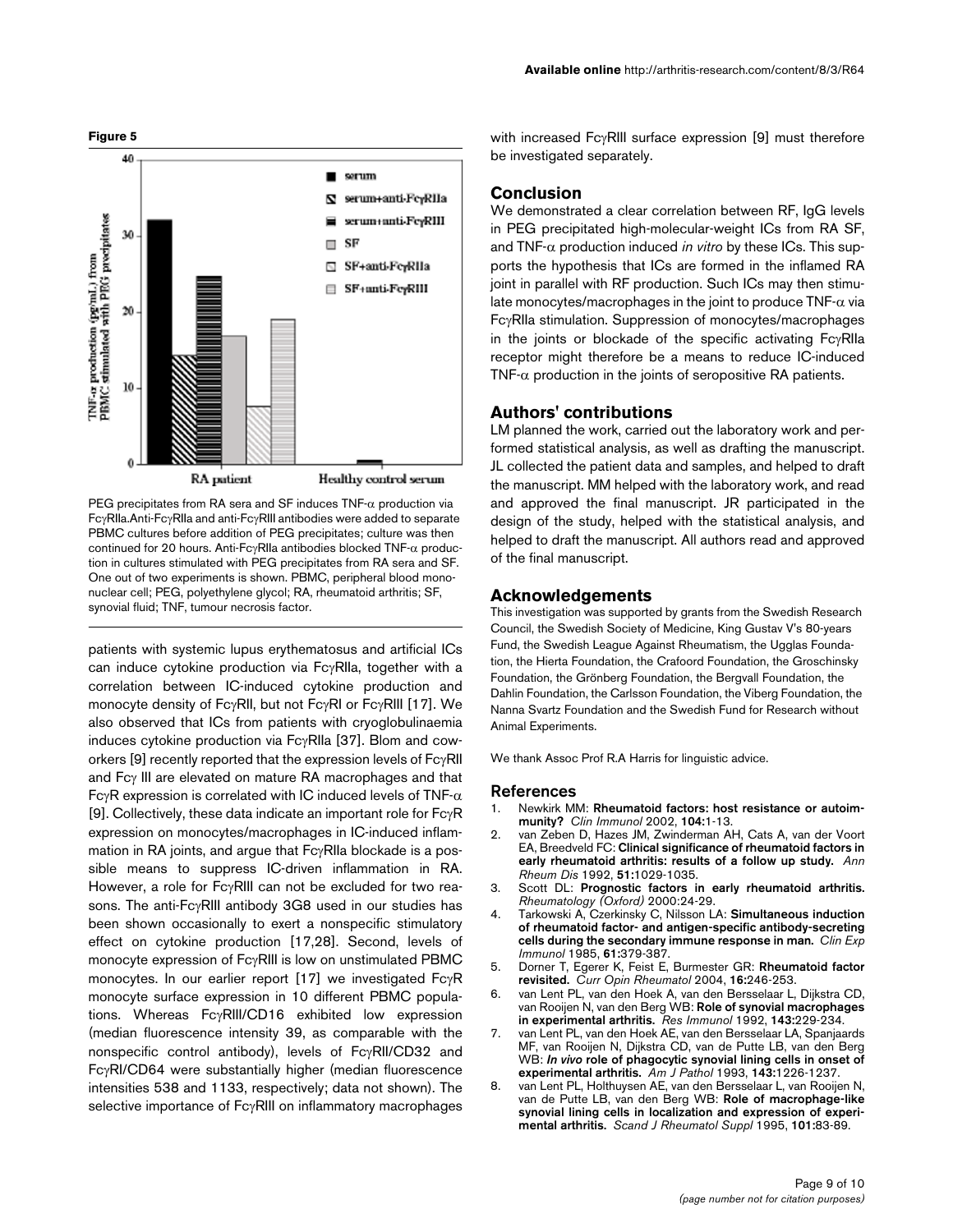**Figure 5**

TNF-α production (pg/mL) from PBMC stimulated with PEG precipitates

40

30

20

10

0

serum

serum+anti-FcγRIIa

serum+anti-FcγRIII

SF

SF+anti-FcγRIIa

SF+anti-FcγRIII

RA patient

Healthy control serum

PEG precipitates from RA sera and SF induces TNF-α production via FcγRIIa.Anti-FcγRIIa and anti-FcγRIII antibodies were added to separate PBMC cultures before addition of PEG precipitates; culture was then continued for 20 hours. Anti-FcγRIIa antibodies blocked TNF-α production in cultures stimulated with PEG precipitates from RA sera and SF. One out of two experiments is shown. PBMC, peripheral blood mononuclear cell; PEG, polyethylene glycol; RA, rheumatoid arthritis; SF, synovial fluid; TNF, tumour necrosis factor.

patients with systemic lupus erythematosus and artificial ICs can induce cytokine production via FcγRIIa, together with a correlation between IC-induced cytokine production and monocyte density of FcγRII, but not FcγRI or FcγRIII [17]. We also observed that ICs from patients with cryoglobulinaemia induces cytokine production via FcγRIIa [37]. Blom and coworkers [9] recently reported that the expression levels of FcγRII and Fcγ III are elevated on mature RA macrophages and that FcγR expression is correlated with IC induced levels of TNF-α [9]. Collectively, these data indicate an important role for FcγR expression on monocytes/macrophages in IC-induced inflammation in RA joints, and argue that FcγRIIa blockade is a possible means to suppress IC-driven inflammation in RA. However, a role for FcγRIII can not be excluded for two reasons. The anti-FcγRIII antibody 3G8 used in our studies has been shown occasionally to exert a nonspecific stimulatory effect on cytokine production [17,28]. Second, levels of monocyte expression of FcγRIII is low on unstimulated PBMC monocytes. In our earlier report [17] we investigated FcγR monocyte surface expression in 10 different PBMC populations. Whereas FcγRIII/CD16 exhibited low expression (median fluorescence intensity 39, as comparable with the nonspecific control antibody), levels of FcγRII/CD32 and FcγRI/CD64 were substantially higher (median fluorescence intensities 538 and 1133, respectively; data not shown). The selective importance of FcγRIII on inflammatory macrophages with increased FcγRIII surface expression [9] must therefore be investigated separately.

## Conclusion

We demonstrated a clear correlation between RF, IgG levels in PEG precipitated high-molecular-weight ICs from RA SF, and TNF-α production induced *in vitro* by these ICs. This supports the hypothesis that ICs are formed in the inflamed RA joint in parallel with RF production. Such ICs may then stimulate monocytes/macrophages in the joint to produce TNF-α via FcγRIIa stimulation. Suppression of monocytes/macrophages in the joints or blockade of the specific activating FcγRIIa receptor might therefore be a means to reduce IC-induced TNF-α production in the joints of seropositive RA patients.

## Authors' contributions

LM planned the work, carried out the laboratory work and performed statistical analysis, as well as drafting the manuscript. JL collected the patient data and samples, and helped to draft the manuscript. MM helped with the laboratory work, and read and approved the final manuscript. JR participated in the design of the study, helped with the statistical analysis, and helped to draft the manuscript. All authors read and approved of the final manuscript.

## Acknowledgements

This investigation was supported by grants from the Swedish Research Council, the Swedish Society of Medicine, King Gustav V's 80-years Fund, the Swedish League Against Rheumatism, the Ugglas Foundation, the Hierta Foundation, the Crafoord Foundation, the Groschinsky Foundation, the Grönberg Foundation, the Bergvall Foundation, the Dahlin Foundation, the Carlsson Foundation, the Viberg Foundation, the Nanna Svartz Foundation and the Swedish Fund for Research without Animal Experiments.

We thank Assoc Prof R.A Harris for linguistic advice.

## References

1. Newkirk MM: **Rheumatoid factors: host resistance or autoimmunity?** *Clin Immunol* 2002, **104:**1-13.
2. van Zeben D, Hazes JM, Zwinderman AH, Cats A, van der Voort EA, Breedveld FC: **Clinical significance of rheumatoid factors in early rheumatoid arthritis: results of a follow up study.** *Ann Rheum Dis* 1992, **51:**1029-1035.
3. Scott DL: **Prognostic factors in early rheumatoid arthritis.** *Rheumatology (Oxford)* 2000:24-29.
4. Tarkowski A, Czerkinsky C, Nilsson LA: **Simultaneous induction of rheumatoid factor- and antigen-specific antibody-secreting cells during the secondary immune response in man.** *Clin Exp Immunol* 1985, **61:**379-387.
5. Dorner T, Egerer K, Feist E, Burmester GR: **Rheumatoid factor revisited.** *Curr Opin Rheumatol* 2004, **16:**246-253.
6. van Lent PL, van den Hoek A, van den Bersselaar L, Dijkstra CD, van Rooijen N, van den Berg WB: **Role of synovial macrophages in experimental arthritis.** *Res Immunol* 1992, **143:**229-234.
7. van Lent PL, van den Hoek AE, van den Bersselaar LA, Spanjaards MF, van Rooijen N, Dijkstra CD, van de Putte LB, van den Berg WB: ***In vivo*** **role of phagocytic synovial lining cells in onset of experimental arthritis.** *Am J Pathol* 1993, **143:**1226-1237.
8. van Lent PL, Holthuysen AE, van den Bersselaar L, van Rooijen N, van de Putte LB, van den Berg WB: **Role of macrophage-like synovial lining cells in localization and expression of experimental arthritis.** *Scand J Rheumatol Suppl* 1995, **101:**83-89.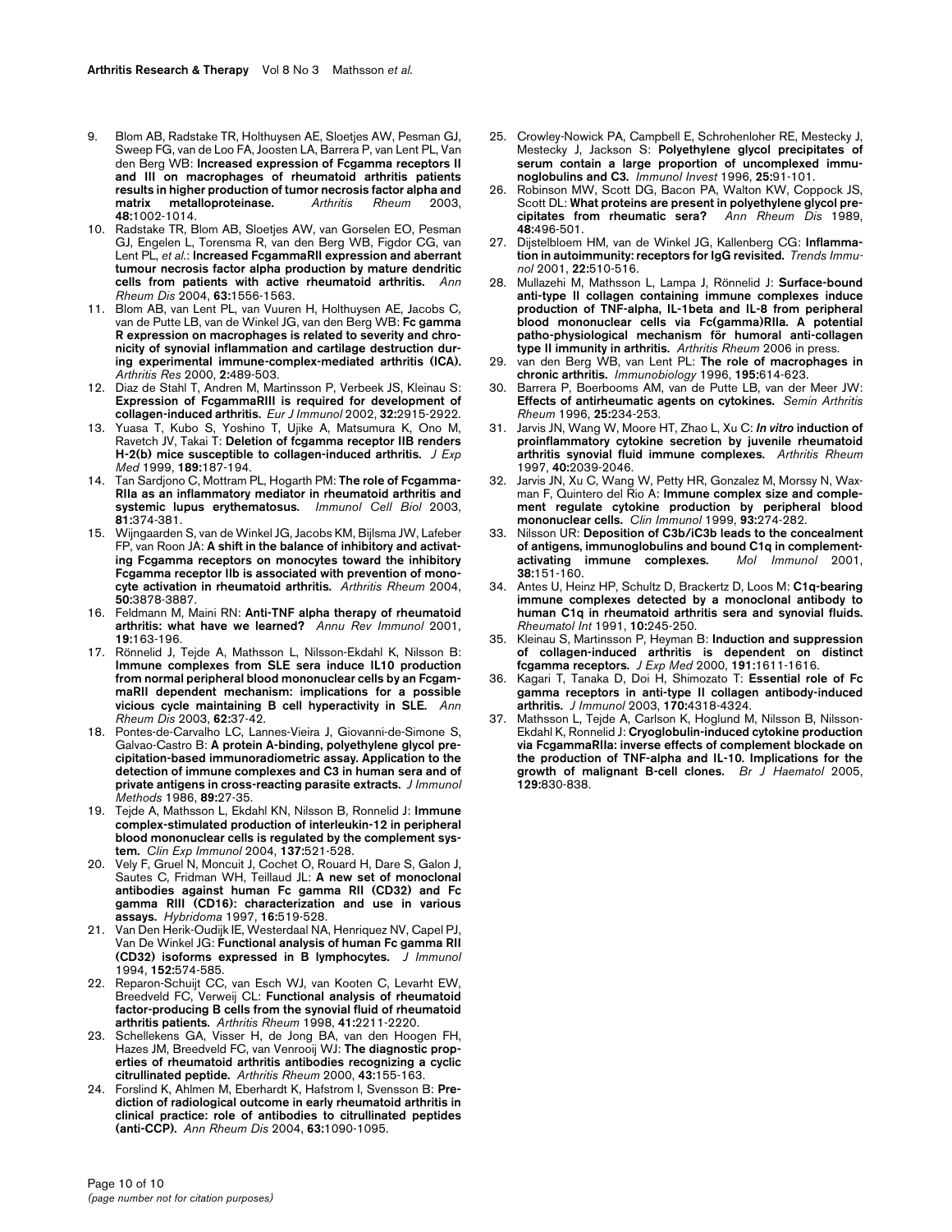9. Blom AB, Radstake TR, Holthuysen AE, Sloetjes AW, Pesman GJ, Sweep FG, van de Loo FA, Joosten LA, Barrera P, van Lent PL, Van den Berg WB: **Increased expression of Fcgamma receptors II and III on macrophages of rheumatoid arthritis patients results in higher production of tumor necrosis factor alpha and matrix metalloproteinase.** *Arthritis Rheum* 2003, **48:**1002-1014.
10. Radstake TR, Blom AB, Sloetjes AW, van Gorselen EO, Pesman GJ, Engelen L, Torensma R, van den Berg WB, Figdor CG, van Lent PL, *et al.*: **Increased FcgammaRII expression and aberrant tumour necrosis factor alpha production by mature dendritic cells from patients with active rheumatoid arthritis.** *Ann Rheum Dis* 2004, **63:**1556-1563.
11. Blom AB, van Lent PL, van Vuuren H, Holthuysen AE, Jacobs C, van de Putte LB, van de Winkel JG, van den Berg WB: **Fc gamma R expression on macrophages is related to severity and chronicity of synovial inflammation and cartilage destruction during experimental immune-complex-mediated arthritis (ICA).** *Arthritis Res* 2000, **2:**489-503.
12. Diaz de Stahl T, Andren M, Martinsson P, Verbeek JS, Kleinau S: **Expression of FcgammaRIII is required for development of collagen-induced arthritis.** *Eur J Immunol* 2002, **32:**2915-2922.
13. Yuasa T, Kubo S, Yoshino T, Ujike A, Matsumura K, Ono M, Ravetch JV, Takai T: **Deletion of fcgamma receptor IIB renders H-2(b) mice susceptible to collagen-induced arthritis.** *J Exp Med* 1999, **189:**187-194.
14. Tan Sardjono C, Mottram PL, Hogarth PM: **The role of FcgammaRIIa as an inflammatory mediator in rheumatoid arthritis and systemic lupus erythematosus.** *Immunol Cell Biol* 2003, **81:**374-381.
15. Wijngaarden S, van de Winkel JG, Jacobs KM, Bijlsma JW, Lafeber FP, van Roon JA: **A shift in the balance of inhibitory and activating Fcgamma receptors on monocytes toward the inhibitory Fcgamma receptor IIb is associated with prevention of monocyte activation in rheumatoid arthritis.** *Arthritis Rheum* 2004, **50:**3878-3887.
16. Feldmann M, Maini RN: **Anti-TNF alpha therapy of rheumatoid arthritis: what have we learned?** *Annu Rev Immunol* 2001, **19:**163-196.
17. Rönnelid J, Tejde A, Mathsson L, Nilsson-Ekdahl K, Nilsson B: **Immune complexes from SLE sera induce IL10 production from normal peripheral blood mononuclear cells by an FcgammaRII dependent mechanism: implications for a possible vicious cycle maintaining B cell hyperactivity in SLE.** *Ann Rheum Dis* 2003, **62:**37-42.
18. Pontes-de-Carvalho LC, Lannes-Vieira J, Giovanni-de-Simone S, Galvao-Castro B: **A protein A-binding, polyethylene glycol precipitation-based immunoradiometric assay. Application to the detection of immune complexes and C3 in human sera and of private antigens in cross-reacting parasite extracts.** *J Immunol Methods* 1986, **89:**27-35.
19. Tejde A, Mathsson L, Ekdahl KN, Nilsson B, Ronnelid J: **Immune complex-stimulated production of interleukin-12 in peripheral blood mononuclear cells is regulated by the complement system.** *Clin Exp Immunol* 2004, **137:**521-528.
20. Vely F, Gruel N, Moncuit J, Cochet O, Rouard H, Dare S, Galon J, Sautes C, Fridman WH, Teillaud JL: **A new set of monoclonal antibodies against human Fc gamma RII (CD32) and Fc gamma RIII (CD16): characterization and use in various assays.** *Hybridoma* 1997, **16:**519-528.
21. Van Den Herik-Oudijk IE, Westerdaal NA, Henriquez NV, Capel PJ, Van De Winkel JG: **Functional analysis of human Fc gamma RII (CD32) isoforms expressed in B lymphocytes.** *J Immunol* 1994, **152:**574-585.
22. Reparon-Schuijt CC, van Esch WJ, van Kooten C, Levarht EW, Breedveld FC, Verweij CL: **Functional analysis of rheumatoid factor-producing B cells from the synovial fluid of rheumatoid arthritis patients.** *Arthritis Rheum* 1998, **41:**2211-2220.
23. Schellekens GA, Visser H, de Jong BA, van den Hoogen FH, Hazes JM, Breedveld FC, van Venrooij WJ: **The diagnostic properties of rheumatoid arthritis antibodies recognizing a cyclic citrullinated peptide.** *Arthritis Rheum* 2000, **43:**155-163.
24. Forslind K, Ahlmen M, Eberhardt K, Hafstrom I, Svensson B: **Prediction of radiological outcome in early rheumatoid arthritis in clinical practice: role of antibodies to citrullinated peptides (anti-CCP).** *Ann Rheum Dis* 2004, **63:**1090-1095.
25. Crowley-Nowick PA, Campbell E, Schrohenloher RE, Mestecky J, Mestecky J, Jackson S: **Polyethylene glycol precipitates of serum contain a large proportion of uncomplexed immunoglobulins and C3.** *Immunol Invest* 1996, **25:**91-101.
26. Robinson MW, Scott DG, Bacon PA, Walton KW, Coppock JS, Scott DL: **What proteins are present in polyethylene glycol precipitates from rheumatic sera?** *Ann Rheum Dis* 1989, **48:**496-501.
27. Dijstelbloem HM, van de Winkel JG, Kallenberg CG: **Inflammation in autoimmunity: receptors for IgG revisited.** *Trends Immunol* 2001, **22:**510-516.
28. Mullazehi M, Mathsson L, Lampa J, Rönnelid J: **Surface-bound anti-type II collagen containing immune complexes induce production of TNF-alpha, IL-1beta and IL-8 from peripheral blood mononuclear cells via Fc(gamma)RIIa. A potential patho-physiological mechanism för humoral anti-collagen type II immunity in arthritis.** *Arthritis Rheum* 2006 in press.
29. van den Berg WB, van Lent PL: **The role of macrophages in chronic arthritis.** *Immunobiology* 1996, **195:**614-623.
30. Barrera P, Boerbooms AM, van de Putte LB, van der Meer JW: **Effects of antirheumatic agents on cytokines.** *Semin Arthritis Rheum* 1996, **25:**234-253.
31. Jarvis JN, Wang W, Moore HT, Zhao L, Xu C: ***In vitro* induction of proinflammatory cytokine secretion by juvenile rheumatoid arthritis synovial fluid immune complexes.** *Arthritis Rheum* 1997, **40:**2039-2046.
32. Jarvis JN, Xu C, Wang W, Petty HR, Gonzalez M, Morssy N, Waxman F, Quintero del Rio A: **Immune complex size and complement regulate cytokine production by peripheral blood mononuclear cells.** *Clin Immunol* 1999, **93:**274-282.
33. Nilsson UR: **Deposition of C3b/iC3b leads to the concealment of antigens, immunoglobulins and bound C1q in complement-activating immune complexes.** *Mol Immunol* 2001, **38:**151-160.
34. Antes U, Heinz HP, Schultz D, Brackertz D, Loos M: **C1q-bearing immune complexes detected by a monoclonal antibody to human C1q in rheumatoid arthritis sera and synovial fluids.** *Rheumatol Int* 1991, **10:**245-250.
35. Kleinau S, Martinsson P, Heyman B: **Induction and suppression of collagen-induced arthritis is dependent on distinct fcgamma receptors.** *J Exp Med* 2000, **191:**1611-1616.
36. Kagari T, Tanaka D, Doi H, Shimozato T: **Essential role of Fc gamma receptors in anti-type II collagen antibody-induced arthritis.** *J Immunol* 2003, **170:**4318-4324.
37. Mathsson L, Tejde A, Carlson K, Hoglund M, Nilsson B, Nilsson-Ekdahl K, Ronnelid J: **Cryoglobulin-induced cytokine production via FcgammaRIIa: inverse effects of complement blockade on the production of TNF-alpha and IL-10. Implications for the growth of malignant B-cell clones.** *Br J Haematol* 2005, **129:**830-838.